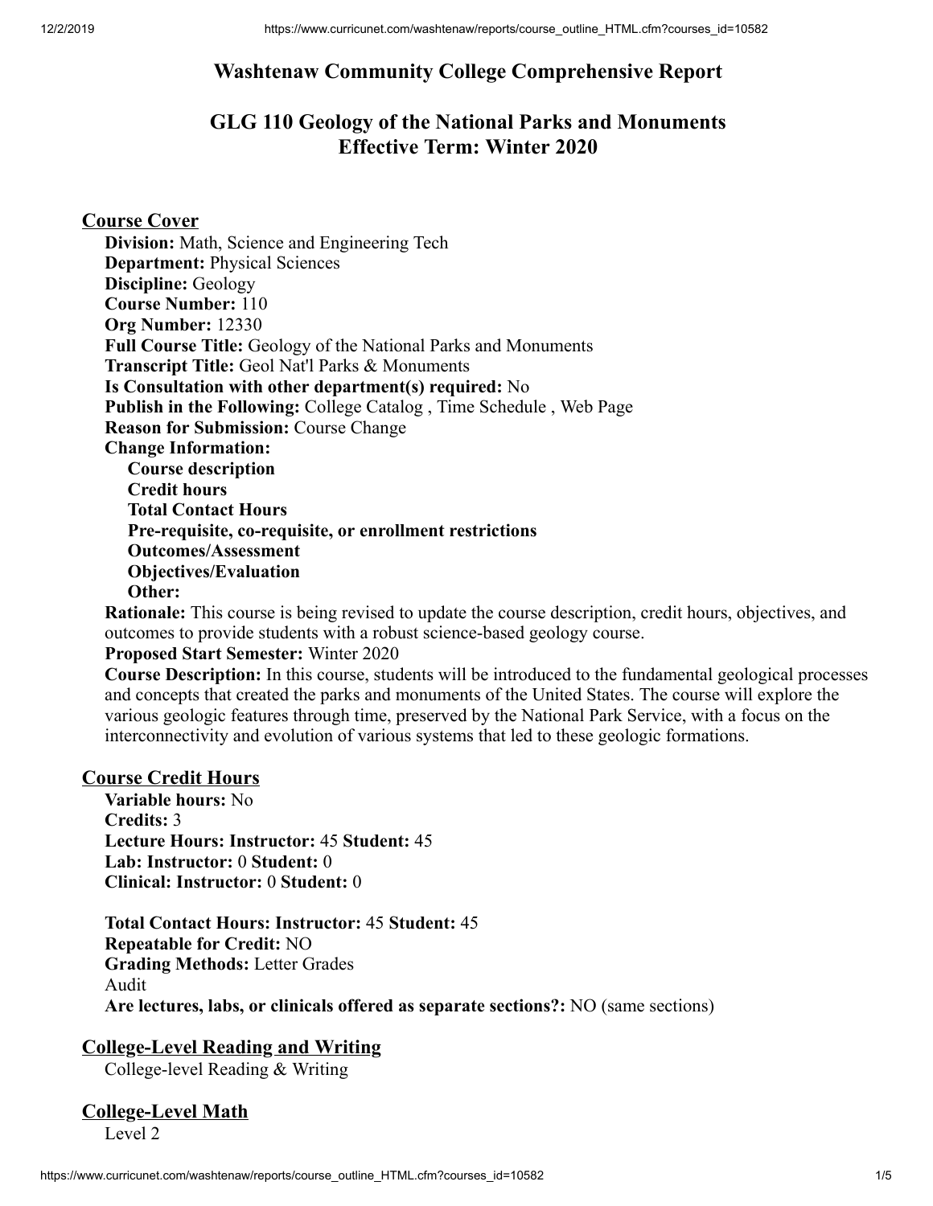# Washtenaw Community College Comprehensive Report

## GLG 110 Geology of the National Parks and Monuments
## Effective Term: Winter 2020

### Course Cover

**Division:** Math, Science and Engineering Tech
**Department:** Physical Sciences
**Discipline:** Geology
**Course Number:** 110
**Org Number:** 12330
**Full Course Title:** Geology of the National Parks and Monuments
**Transcript Title:** Geol Nat'l Parks & Monuments
**Is Consultation with other department(s) required:** No
**Publish in the Following:** College Catalog , Time Schedule , Web Page
**Reason for Submission:** Course Change
**Change Information:**

- **Course description**
- **Credit hours**
- **Total Contact Hours**
- **Pre-requisite, co-requisite, or enrollment restrictions**
- **Outcomes/Assessment**
- **Objectives/Evaluation**
- **Other:**

**Rationale:** This course is being revised to update the course description, credit hours, objectives, and outcomes to provide students with a robust science-based geology course.
**Proposed Start Semester:** Winter 2020
**Course Description:** In this course, students will be introduced to the fundamental geological processes and concepts that created the parks and monuments of the United States. The course will explore the various geologic features through time, preserved by the National Park Service, with a focus on the interconnectivity and evolution of various systems that led to these geologic formations.

### Course Credit Hours

**Variable hours:** No
**Credits:** 3
**Lecture Hours: Instructor:** 45 **Student:** 45
**Lab: Instructor:** 0 **Student:** 0
**Clinical: Instructor:** 0 **Student:** 0

**Total Contact Hours: Instructor:** 45 **Student:** 45
**Repeatable for Credit:** NO
**Grading Methods:** Letter Grades
Audit
**Are lectures, labs, or clinicals offered as separate sections?:** NO (same sections)

### College-Level Reading and Writing

College-level Reading & Writing

### College-Level Math

Level 2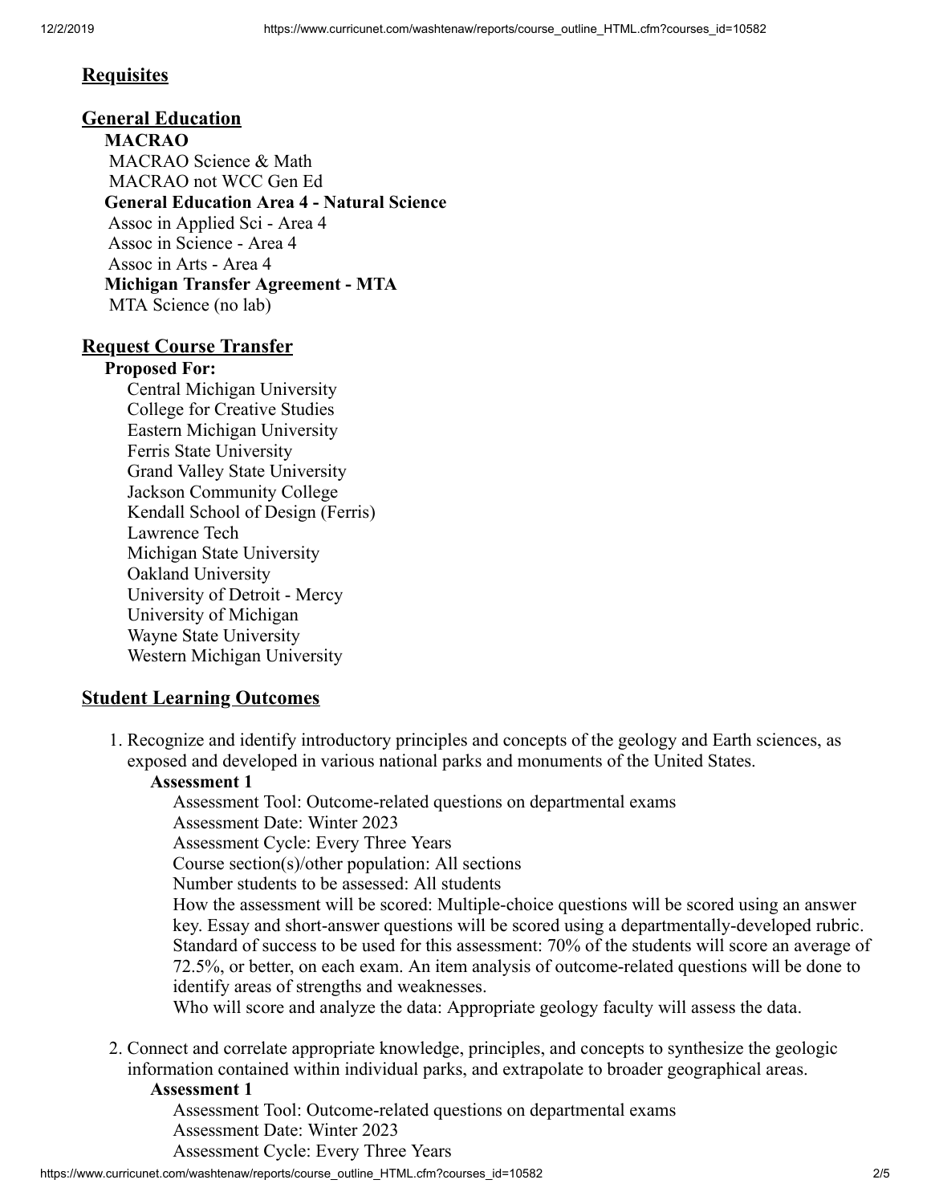## Requisites

## General Education

**MACRAO**

MACRAO Science & Math
MACRAO not WCC Gen Ed

**General Education Area 4 - Natural Science**

Assoc in Applied Sci - Area 4
Assoc in Science - Area 4
Assoc in Arts - Area 4

**Michigan Transfer Agreement - MTA**

MTA Science (no lab)

## Request Course Transfer

**Proposed For:**

Central Michigan University
College for Creative Studies
Eastern Michigan University
Ferris State University
Grand Valley State University
Jackson Community College
Kendall School of Design (Ferris)
Lawrence Tech
Michigan State University
Oakland University
University of Detroit - Mercy
University of Michigan
Wayne State University
Western Michigan University

## Student Learning Outcomes

1. Recognize and identify introductory principles and concepts of the geology and Earth sciences, as exposed and developed in various national parks and monuments of the United States.

   **Assessment 1**

   Assessment Tool: Outcome-related questions on departmental exams
   Assessment Date: Winter 2023
   Assessment Cycle: Every Three Years
   Course section(s)/other population: All sections
   Number students to be assessed: All students
   How the assessment will be scored: Multiple-choice questions will be scored using an answer key. Essay and short-answer questions will be scored using a departmentally-developed rubric.
   Standard of success to be used for this assessment: 70% of the students will score an average of 72.5%, or better, on each exam. An item analysis of outcome-related questions will be done to identify areas of strengths and weaknesses.
   Who will score and analyze the data: Appropriate geology faculty will assess the data.

2. Connect and correlate appropriate knowledge, principles, and concepts to synthesize the geologic information contained within individual parks, and extrapolate to broader geographical areas.

   **Assessment 1**

   Assessment Tool: Outcome-related questions on departmental exams
   Assessment Date: Winter 2023
   Assessment Cycle: Every Three Years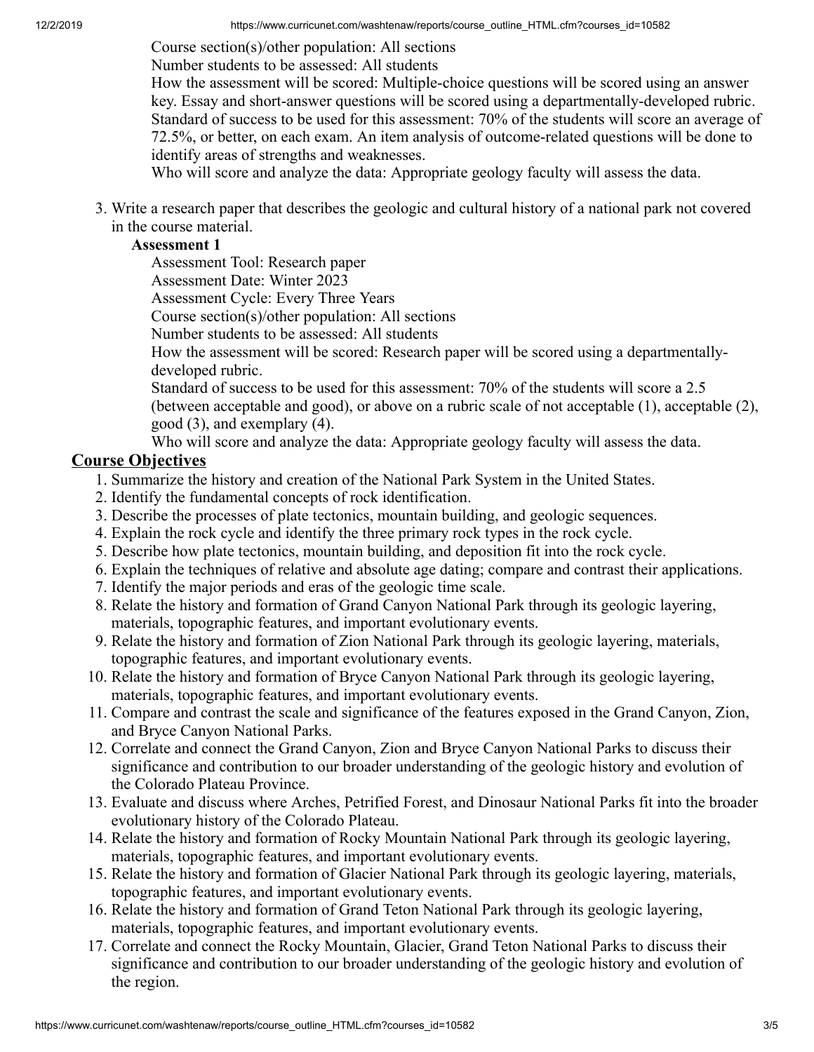Course section(s)/other population: All sections
Number students to be assessed: All students
How the assessment will be scored: Multiple-choice questions will be scored using an answer key. Essay and short-answer questions will be scored using a departmentally-developed rubric.
Standard of success to be used for this assessment: 70% of the students will score an average of 72.5%, or better, on each exam. An item analysis of outcome-related questions will be done to identify areas of strengths and weaknesses.
Who will score and analyze the data: Appropriate geology faculty will assess the data.

3. Write a research paper that describes the geologic and cultural history of a national park not covered in the course material.

   **Assessment 1**

   Assessment Tool: Research paper
   Assessment Date: Winter 2023
   Assessment Cycle: Every Three Years
   Course section(s)/other population: All sections
   Number students to be assessed: All students
   How the assessment will be scored: Research paper will be scored using a departmentally-developed rubric.
   Standard of success to be used for this assessment: 70% of the students will score a 2.5 (between acceptable and good), or above on a rubric scale of not acceptable (1), acceptable (2), good (3), and exemplary (4).
   Who will score and analyze the data: Appropriate geology faculty will assess the data.

## Course Objectives

1. Summarize the history and creation of the National Park System in the United States.
2. Identify the fundamental concepts of rock identification.
3. Describe the processes of plate tectonics, mountain building, and geologic sequences.
4. Explain the rock cycle and identify the three primary rock types in the rock cycle.
5. Describe how plate tectonics, mountain building, and deposition fit into the rock cycle.
6. Explain the techniques of relative and absolute age dating; compare and contrast their applications.
7. Identify the major periods and eras of the geologic time scale.
8. Relate the history and formation of Grand Canyon National Park through its geologic layering, materials, topographic features, and important evolutionary events.
9. Relate the history and formation of Zion National Park through its geologic layering, materials, topographic features, and important evolutionary events.
10. Relate the history and formation of Bryce Canyon National Park through its geologic layering, materials, topographic features, and important evolutionary events.
11. Compare and contrast the scale and significance of the features exposed in the Grand Canyon, Zion, and Bryce Canyon National Parks.
12. Correlate and connect the Grand Canyon, Zion and Bryce Canyon National Parks to discuss their significance and contribution to our broader understanding of the geologic history and evolution of the Colorado Plateau Province.
13. Evaluate and discuss where Arches, Petrified Forest, and Dinosaur National Parks fit into the broader evolutionary history of the Colorado Plateau.
14. Relate the history and formation of Rocky Mountain National Park through its geologic layering, materials, topographic features, and important evolutionary events.
15. Relate the history and formation of Glacier National Park through its geologic layering, materials, topographic features, and important evolutionary events.
16. Relate the history and formation of Grand Teton National Park through its geologic layering, materials, topographic features, and important evolutionary events.
17. Correlate and connect the Rocky Mountain, Glacier, Grand Teton National Parks to discuss their significance and contribution to our broader understanding of the geologic history and evolution of the region.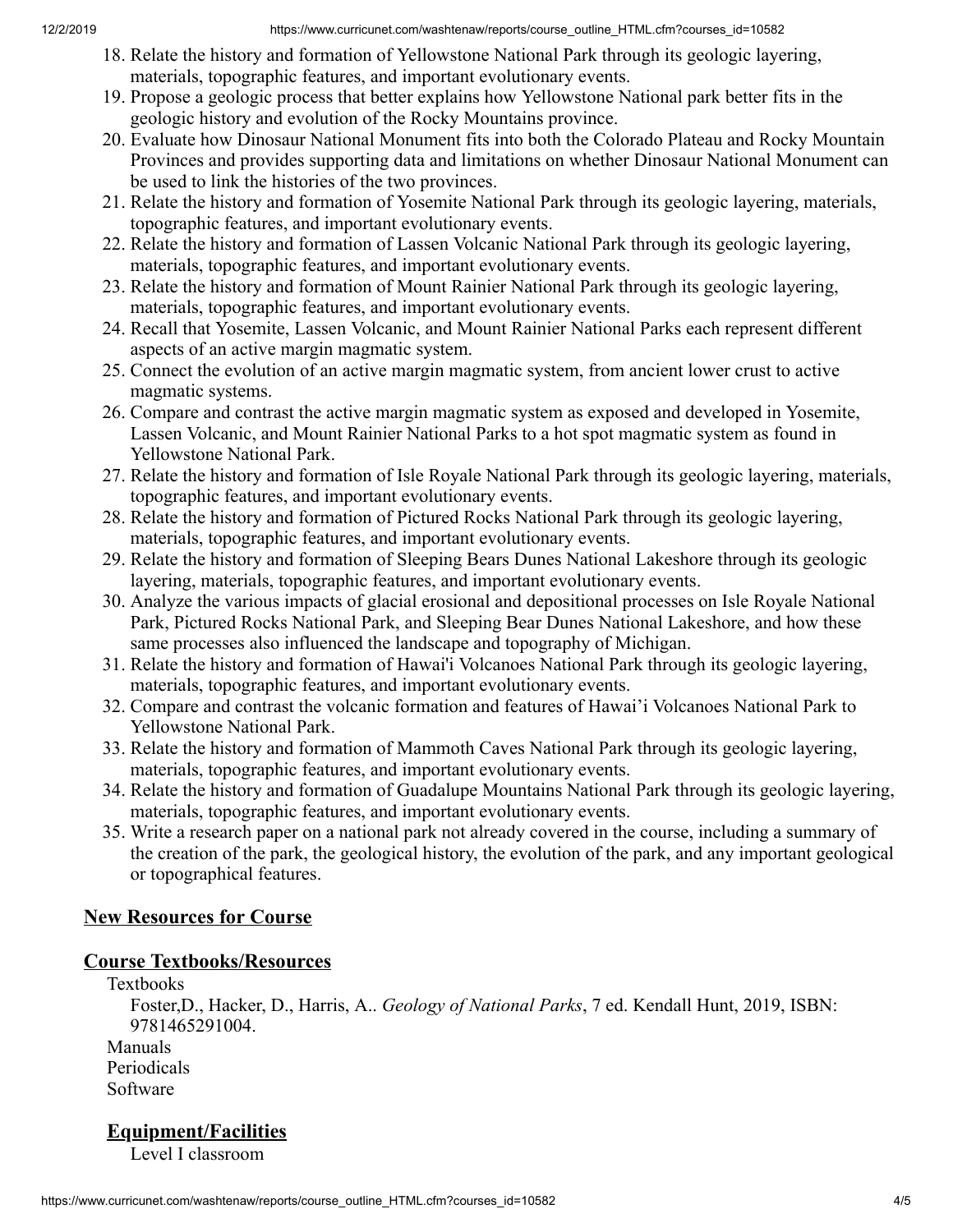18. Relate the history and formation of Yellowstone National Park through its geologic layering, materials, topographic features, and important evolutionary events.
19. Propose a geologic process that better explains how Yellowstone National park better fits in the geologic history and evolution of the Rocky Mountains province.
20. Evaluate how Dinosaur National Monument fits into both the Colorado Plateau and Rocky Mountain Provinces and provides supporting data and limitations on whether Dinosaur National Monument can be used to link the histories of the two provinces.
21. Relate the history and formation of Yosemite National Park through its geologic layering, materials, topographic features, and important evolutionary events.
22. Relate the history and formation of Lassen Volcanic National Park through its geologic layering, materials, topographic features, and important evolutionary events.
23. Relate the history and formation of Mount Rainier National Park through its geologic layering, materials, topographic features, and important evolutionary events.
24. Recall that Yosemite, Lassen Volcanic, and Mount Rainier National Parks each represent different aspects of an active margin magmatic system.
25. Connect the evolution of an active margin magmatic system, from ancient lower crust to active magmatic systems.
26. Compare and contrast the active margin magmatic system as exposed and developed in Yosemite, Lassen Volcanic, and Mount Rainier National Parks to a hot spot magmatic system as found in Yellowstone National Park.
27. Relate the history and formation of Isle Royale National Park through its geologic layering, materials, topographic features, and important evolutionary events.
28. Relate the history and formation of Pictured Rocks National Park through its geologic layering, materials, topographic features, and important evolutionary events.
29. Relate the history and formation of Sleeping Bears Dunes National Lakeshore through its geologic layering, materials, topographic features, and important evolutionary events.
30. Analyze the various impacts of glacial erosional and depositional processes on Isle Royale National Park, Pictured Rocks National Park, and Sleeping Bear Dunes National Lakeshore, and how these same processes also influenced the landscape and topography of Michigan.
31. Relate the history and formation of Hawai'i Volcanoes National Park through its geologic layering, materials, topographic features, and important evolutionary events.
32. Compare and contrast the volcanic formation and features of Hawai'i Volcanoes National Park to Yellowstone National Park.
33. Relate the history and formation of Mammoth Caves National Park through its geologic layering, materials, topographic features, and important evolutionary events.
34. Relate the history and formation of Guadalupe Mountains National Park through its geologic layering, materials, topographic features, and important evolutionary events.
35. Write a research paper on a national park not already covered in the course, including a summary of the creation of the park, the geological history, the evolution of the park, and any important geological or topographical features.

## New Resources for Course

## Course Textbooks/Resources

Textbooks

Foster,D., Hacker, D., Harris, A.. *Geology of National Parks*, 7 ed. Kendall Hunt, 2019, ISBN: 9781465291004.

Manuals

Periodicals

Software

### Equipment/Facilities

Level I classroom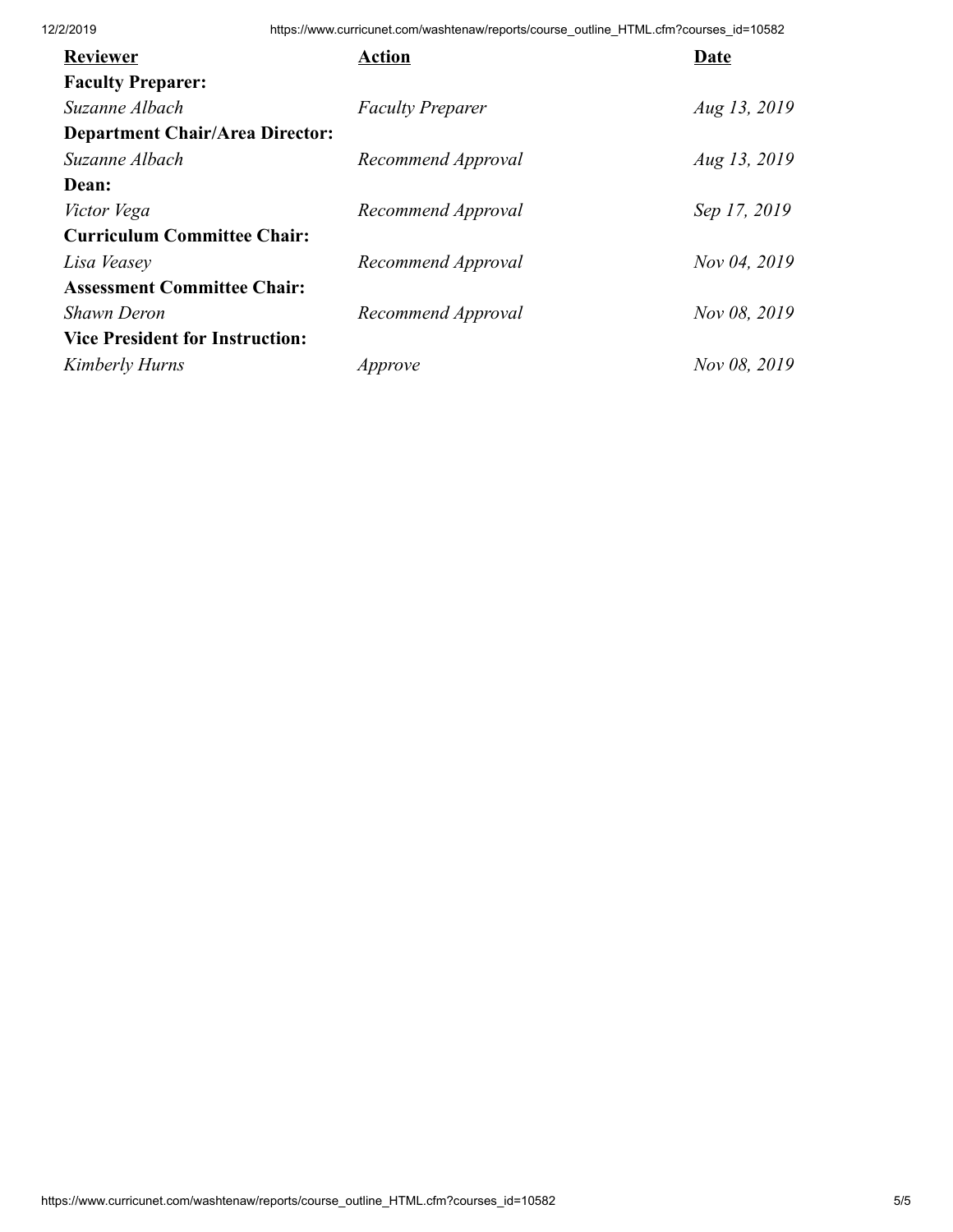| Reviewer | Action | Date |
|---|---|---|
| **Faculty Preparer:** | | |
| *Suzanne Albach* | *Faculty Preparer* | *Aug 13, 2019* |
| **Department Chair/Area Director:** | | |
| *Suzanne Albach* | *Recommend Approval* | *Aug 13, 2019* |
| **Dean:** | | |
| *Victor Vega* | *Recommend Approval* | *Sep 17, 2019* |
| **Curriculum Committee Chair:** | | |
| *Lisa Veasey* | *Recommend Approval* | *Nov 04, 2019* |
| **Assessment Committee Chair:** | | |
| *Shawn Deron* | *Recommend Approval* | *Nov 08, 2019* |
| **Vice President for Instruction:** | | |
| *Kimberly Hurns* | *Approve* | *Nov 08, 2019* |